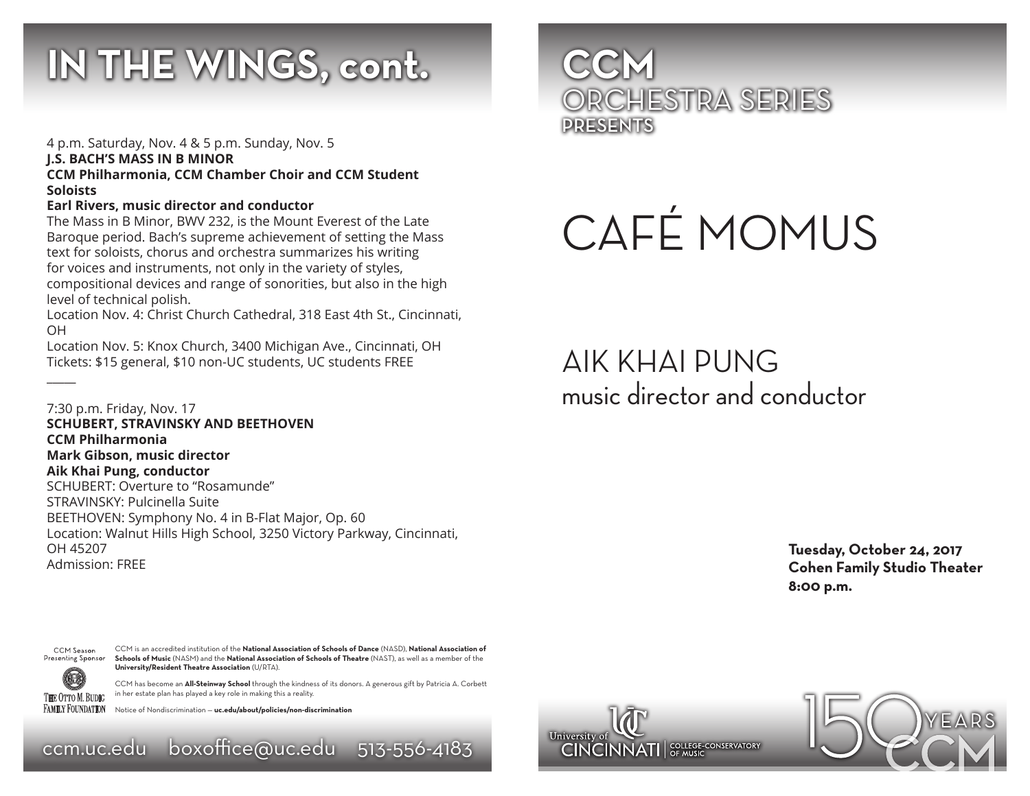# IN THE WINGS, cont.

4 p.m. Saturday, Nov. 4 & 5 p.m. Sunday, Nov. 5
**J.S. BACH'S MASS IN B MINOR**
**CCM Philharmonia, CCM Chamber Choir and CCM Student Soloists**
**Earl Rivers, music director and conductor**
The Mass in B Minor, BWV 232, is the Mount Everest of the Late Baroque period. Bach's supreme achievement of setting the Mass text for soloists, chorus and orchestra summarizes his writing for voices and instruments, not only in the variety of styles, compositional devices and range of sonorities, but also in the high level of technical polish.
Location Nov. 4: Christ Church Cathedral, 318 East 4th St., Cincinnati, OH
Location Nov. 5: Knox Church, 3400 Michigan Ave., Cincinnati, OH
Tickets: $15 general, $10 non-UC students, UC students FREE

———

7:30 p.m. Friday, Nov. 17
**SCHUBERT, STRAVINSKY AND BEETHOVEN**
**CCM Philharmonia**
**Mark Gibson, music director**
**Aik Khai Pung, conductor**
SCHUBERT: Overture to "Rosamunde"
STRAVINSKY: Pulcinella Suite
BEETHOVEN: Symphony No. 4 in B-Flat Major, Op. 60
Location: Walnut Hills High School, 3250 Victory Parkway, Cincinnati, OH 45207
Admission: FREE

CCM Season Presenting Sponsor
The Otto M. Budig Family Foundation

CCM is an accredited institution of the **National Association of Schools of Dance** (NASD), **National Association of Schools of Music** (NASM) and the **National Association of Schools of Theatre** (NAST), as well as a member of the **University/Resident Theatre Association** (U/RTA).

CCM has become an **All-Steinway School** through the kindness of its donors. A generous gift by Patricia A. Corbett in her estate plan has played a key role in making this a reality.

Notice of Nondiscrimination — **uc.edu/about/policies/non-discrimination**

ccm.uc.edu boxoffice@uc.edu 513-556-4183

# CCM ORCHESTRA SERIES PRESENTS

# CAFÉ MOMUS

## AIK KHAI PUNG
music director and conductor

**Tuesday, October 24, 2017**
**Cohen Family Studio Theater**
**8:00 p.m.**

University of Cincinnati | College-Conservatory of Music

150 YEARS CCM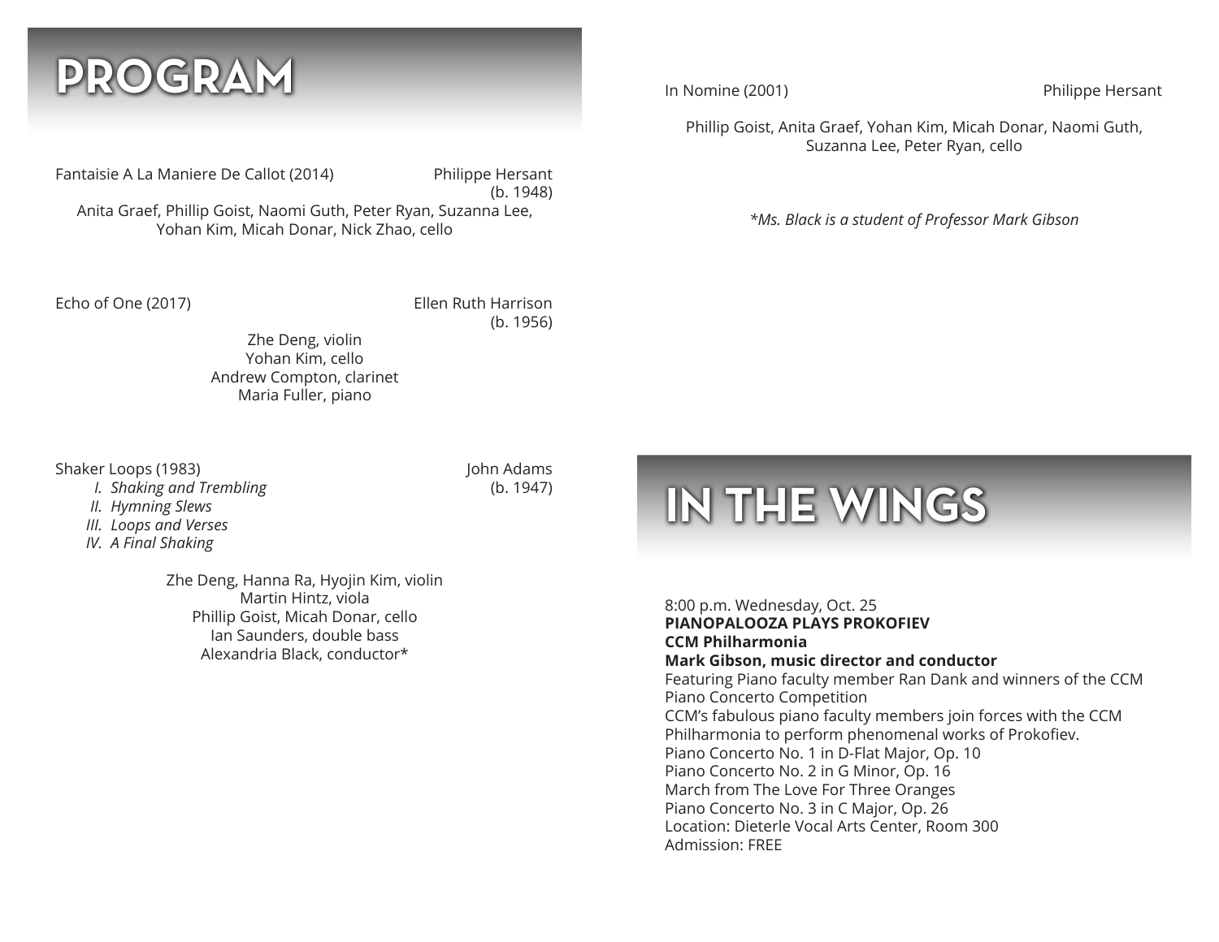# PROGRAM

Fantaisie A La Maniere De Callot (2014) — Philippe Hersant (b. 1948)

Anita Graef, Phillip Goist, Naomi Guth, Peter Ryan, Suzanna Lee, Yohan Kim, Micah Donar, Nick Zhao, cello

Echo of One (2017) — Ellen Ruth Harrison (b. 1956)

Zhe Deng, violin
Yohan Kim, cello
Andrew Compton, clarinet
Maria Fuller, piano

Shaker Loops (1983) — John Adams (b. 1947)

- I. *Shaking and Trembling*
- II. *Hymning Slews*
- III. *Loops and Verses*
- IV. *A Final Shaking*

Zhe Deng, Hanna Ra, Hyojin Kim, violin
Martin Hintz, viola
Phillip Goist, Micah Donar, cello
Ian Saunders, double bass
Alexandria Black, conductor*

In Nomine (2001) — Philippe Hersant

Phillip Goist, Anita Graef, Yohan Kim, Micah Donar, Naomi Guth, Suzanna Lee, Peter Ryan, cello

*\*Ms. Black is a student of Professor Mark Gibson*

# IN THE WINGS

8:00 p.m. Wednesday, Oct. 25
**PIANOPALOOZA PLAYS PROKOFIEV**
**CCM Philharmonia**
**Mark Gibson, music director and conductor**
Featuring Piano faculty member Ran Dank and winners of the CCM Piano Concerto Competition
CCM's fabulous piano faculty members join forces with the CCM Philharmonia to perform phenomenal works of Prokofiev.
Piano Concerto No. 1 in D-Flat Major, Op. 10
Piano Concerto No. 2 in G Minor, Op. 16
March from The Love For Three Oranges
Piano Concerto No. 3 in C Major, Op. 26
Location: Dieterle Vocal Arts Center, Room 300
Admission: FREE